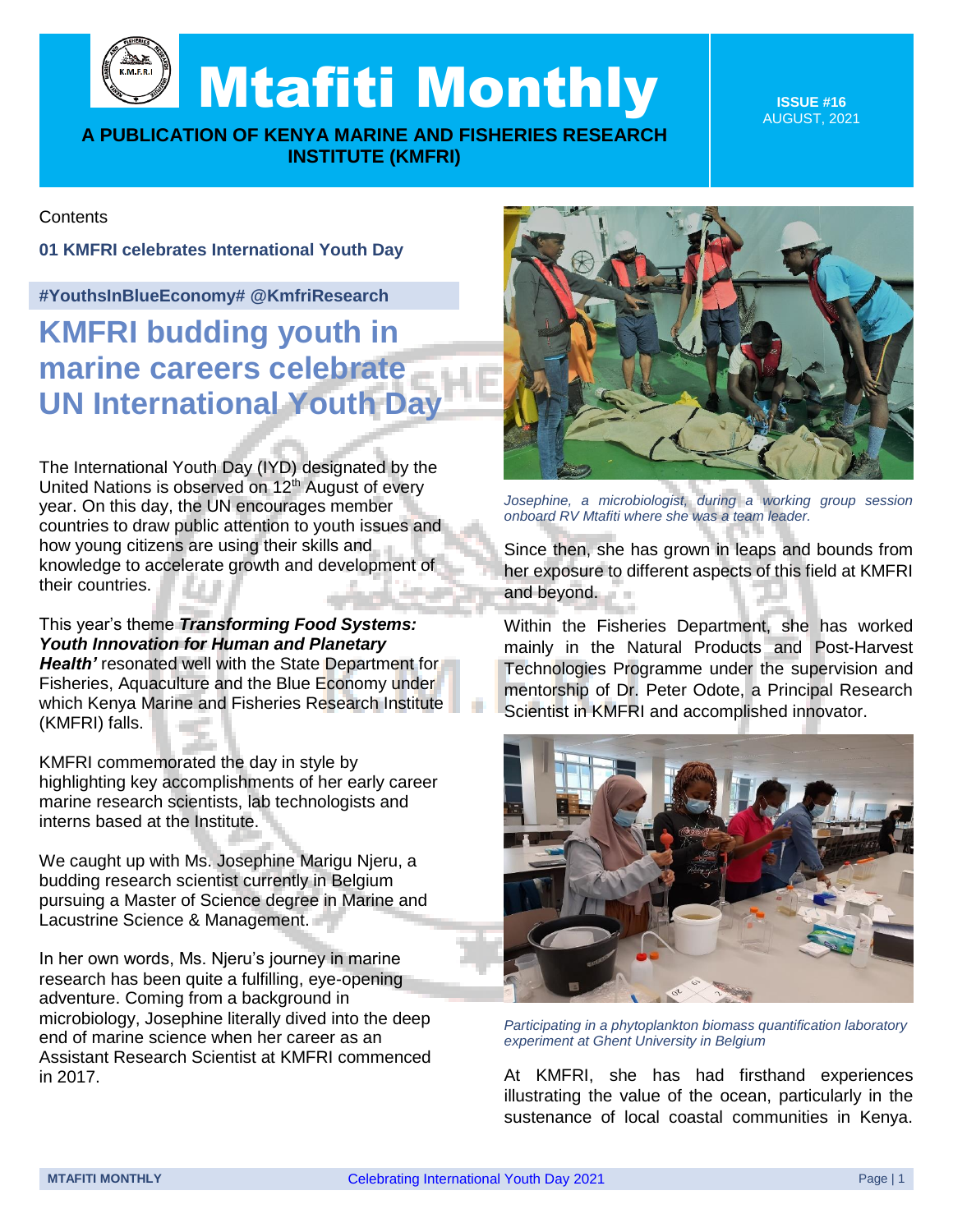# Mtafiti Monthly

**A PUBLICATION OF KENYA MARINE AND FISHERIES RESEARCH INSTITUTE (KMFRI)**

**ISSUE #16**
AUGUST, 2021

Contents

**01 KMFRI celebrates International Youth Day**

**#YouthsInBlueEconomy# @KmfriResearch**

## KMFRI budding youth in marine careers celebrate UN International Youth Day

The International Youth Day (IYD) designated by the United Nations is observed on 12th August of every year. On this day, the UN encourages member countries to draw public attention to youth issues and how young citizens are using their skills and knowledge to accelerate growth and development of their countries.

This year's theme ***Transforming Food Systems: Youth Innovation for Human and Planetary Health'*** resonated well with the State Department for Fisheries, Aquaculture and the Blue Economy under which Kenya Marine and Fisheries Research Institute (KMFRI) falls.

KMFRI commemorated the day in style by highlighting key accomplishments of her early career marine research scientists, lab technologists and interns based at the Institute.

We caught up with Ms. Josephine Marigu Njeru, a budding research scientist currently in Belgium pursuing a Master of Science degree in Marine and Lacustrine Science & Management.

In her own words, Ms. Njeru's journey in marine research has been quite a fulfilling, eye-opening adventure. Coming from a background in microbiology, Josephine literally dived into the deep end of marine science when her career as an Assistant Research Scientist at KMFRI commenced in 2017.

*Josephine, a microbiologist, during a working group session onboard RV Mtafiti where she was a team leader.*

Since then, she has grown in leaps and bounds from her exposure to different aspects of this field at KMFRI and beyond.

Within the Fisheries Department, she has worked mainly in the Natural Products and Post-Harvest Technologies Programme under the supervision and mentorship of Dr. Peter Odote, a Principal Research Scientist in KMFRI and accomplished innovator.

*Participating in a phytoplankton biomass quantification laboratory experiment at Ghent University in Belgium*

At KMFRI, she has had firsthand experiences illustrating the value of the ocean, particularly in the sustenance of local coastal communities in Kenya.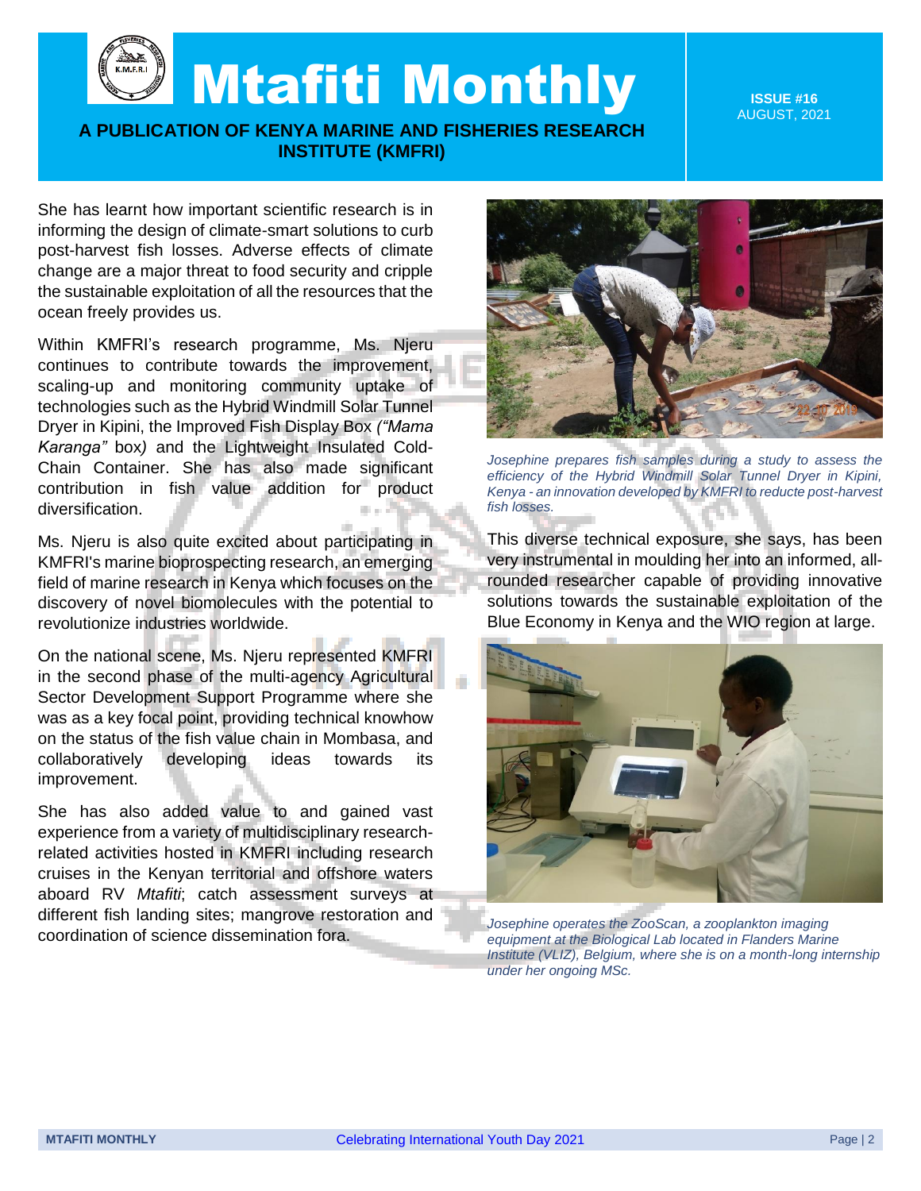She has learnt how important scientific research is in informing the design of climate-smart solutions to curb post-harvest fish losses. Adverse effects of climate change are a major threat to food security and cripple the sustainable exploitation of all the resources that the ocean freely provides us.

Within KMFRI's research programme, Ms. Njeru continues to contribute towards the improvement, scaling-up and monitoring community uptake of technologies such as the Hybrid Windmill Solar Tunnel Dryer in Kipini, the Improved Fish Display Box *("Mama Karanga"* box*)* and the Lightweight Insulated Cold-Chain Container. She has also made significant contribution in fish value addition for product diversification.

Ms. Njeru is also quite excited about participating in KMFRI's marine bioprospecting research, an emerging field of marine research in Kenya which focuses on the discovery of novel biomolecules with the potential to revolutionize industries worldwide.

On the national scene, Ms. Njeru represented KMFRI in the second phase of the multi-agency Agricultural Sector Development Support Programme where she was as a key focal point, providing technical knowhow on the status of the fish value chain in Mombasa, and collaboratively developing ideas towards its improvement.

She has also added value to and gained vast experience from a variety of multidisciplinary research-related activities hosted in KMFRI including research cruises in the Kenyan territorial and offshore waters aboard RV *Mtafiti*; catch assessment surveys at different fish landing sites; mangrove restoration and coordination of science dissemination fora.

*Josephine prepares fish samples during a study to assess the efficiency of the Hybrid Windmill Solar Tunnel Dryer in Kipini, Kenya - an innovation developed by KMFRI to reducte post-harvest fish losses.*

This diverse technical exposure, she says, has been very instrumental in moulding her into an informed, all-rounded researcher capable of providing innovative solutions towards the sustainable exploitation of the Blue Economy in Kenya and the WIO region at large.

*Josephine operates the ZooScan, a zooplankton imaging equipment at the Biological Lab located in Flanders Marine Institute (VLIZ), Belgium, where she is on a month-long internship under her ongoing MSc.*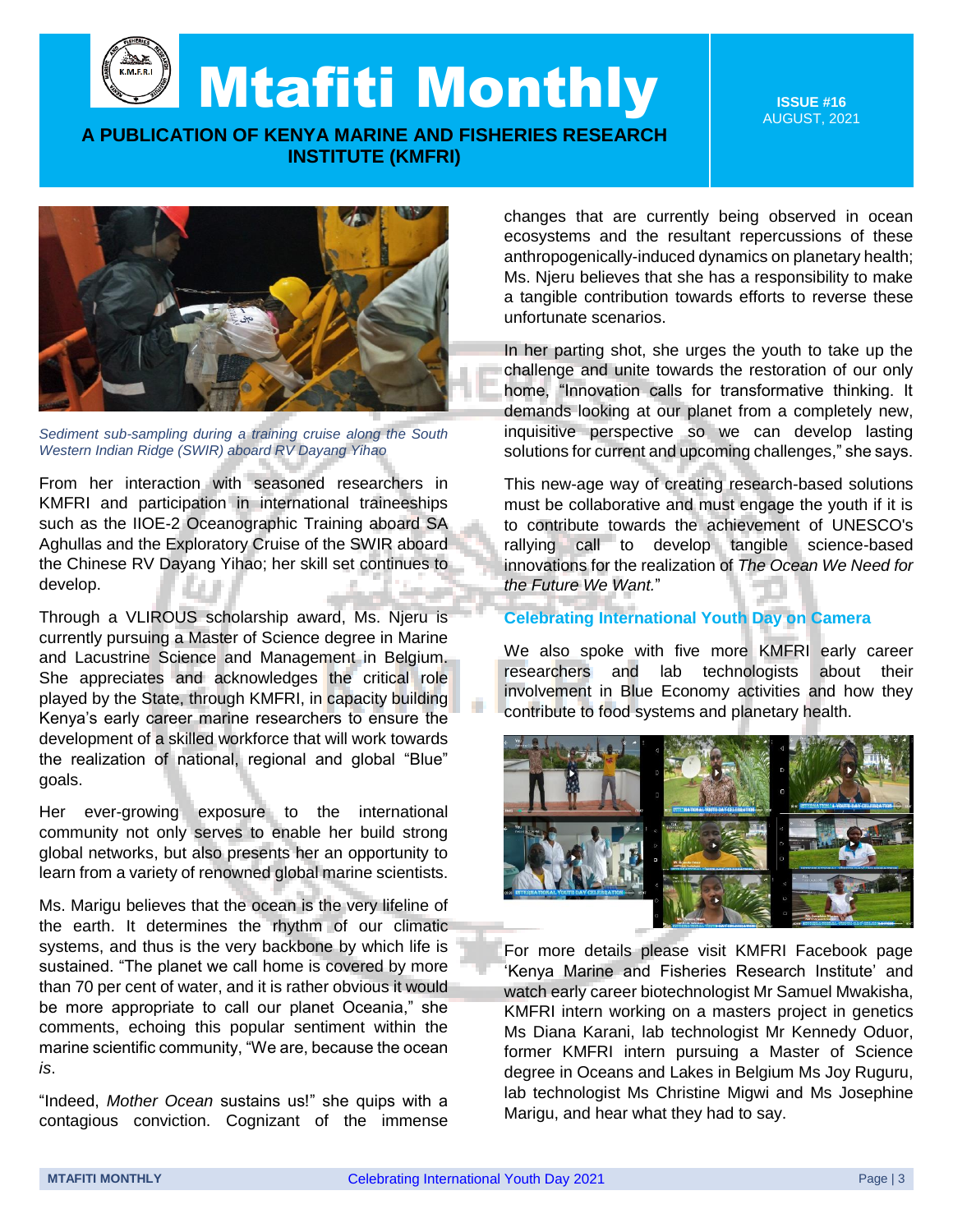# Mtafiti Monthly

**A PUBLICATION OF KENYA MARINE AND FISHERIES RESEARCH INSTITUTE (KMFRI)**

**ISSUE #16**
AUGUST, 2021

*Sediment sub-sampling during a training cruise along the South Western Indian Ridge (SWIR) aboard RV Dayang Yihao*

From her interaction with seasoned researchers in KMFRI and participation in international traineeships such as the IIOE-2 Oceanographic Training aboard SA Aghullas and the Exploratory Cruise of the SWIR aboard the Chinese RV Dayang Yihao; her skill set continues to develop.

Through a VLIROUS scholarship award, Ms. Njeru is currently pursuing a Master of Science degree in Marine and Lacustrine Science and Management in Belgium. She appreciates and acknowledges the critical role played by the State, through KMFRI, in capacity building Kenya's early career marine researchers to ensure the development of a skilled workforce that will work towards the realization of national, regional and global "Blue" goals.

Her ever-growing exposure to the international community not only serves to enable her build strong global networks, but also presents her an opportunity to learn from a variety of renowned global marine scientists.

Ms. Marigu believes that the ocean is the very lifeline of the earth. It determines the rhythm of our climatic systems, and thus is the very backbone by which life is sustained. "The planet we call home is covered by more than 70 per cent of water, and it is rather obvious it would be more appropriate to call our planet Oceania," she comments, echoing this popular sentiment within the marine scientific community, "We are, because the ocean *is*.

"Indeed, *Mother Ocean* sustains us!" she quips with a contagious conviction. Cognizant of the immense changes that are currently being observed in ocean ecosystems and the resultant repercussions of these anthropogenically-induced dynamics on planetary health; Ms. Njeru believes that she has a responsibility to make a tangible contribution towards efforts to reverse these unfortunate scenarios.

In her parting shot, she urges the youth to take up the challenge and unite towards the restoration of our only home, "Innovation calls for transformative thinking. It demands looking at our planet from a completely new, inquisitive perspective so we can develop lasting solutions for current and upcoming challenges," she says.

This new-age way of creating research-based solutions must be collaborative and must engage the youth if it is to contribute towards the achievement of UNESCO's rallying call to develop tangible science-based innovations for the realization of *The Ocean We Need for the Future We Want.*"

## Celebrating International Youth Day on Camera

We also spoke with five more KMFRI early career researchers and lab technologists about their involvement in Blue Economy activities and how they contribute to food systems and planetary health.

For more details please visit KMFRI Facebook page 'Kenya Marine and Fisheries Research Institute' and watch early career biotechnologist Mr Samuel Mwakisha, KMFRI intern working on a masters project in genetics Ms Diana Karani, lab technologist Mr Kennedy Oduor, former KMFRI intern pursuing a Master of Science degree in Oceans and Lakes in Belgium Ms Joy Ruguru, lab technologist Ms Christine Migwi and Ms Josephine Marigu, and hear what they had to say.